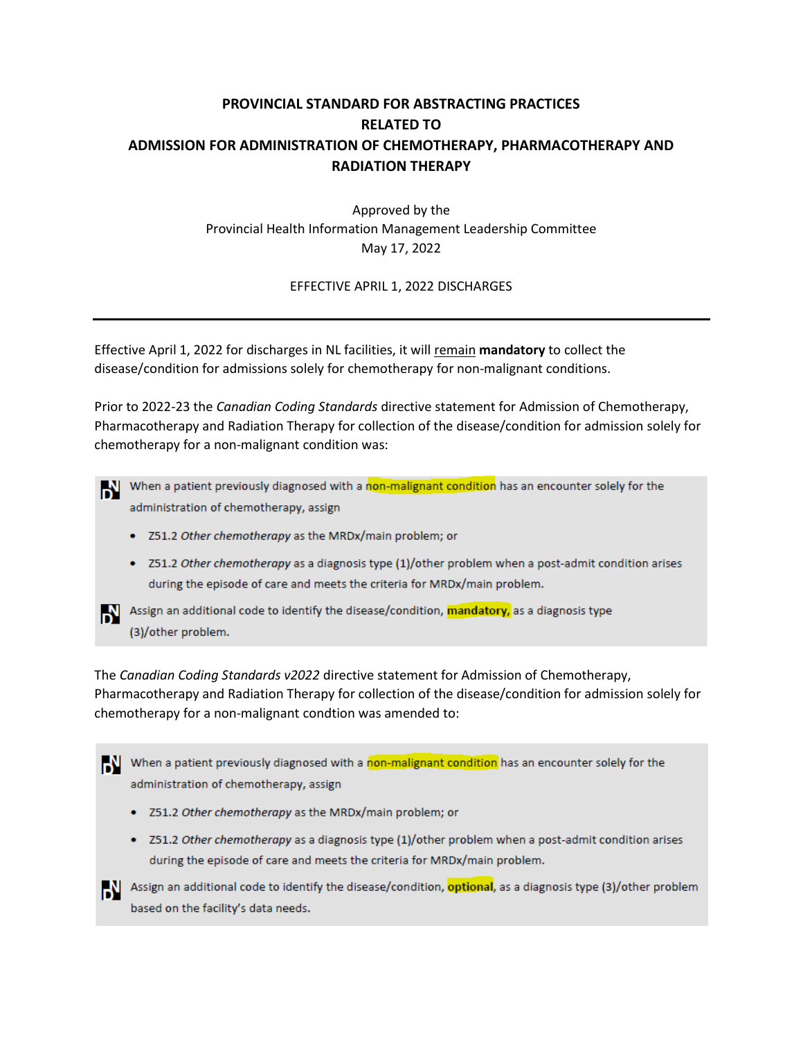# PROVINCIAL STANDARD FOR ABSTRACTING PRACTICES RELATED TO ADMISSION FOR ADMINISTRATION OF CHEMOTHERAPY, PHARMACOTHERAPY AND RADIATION THERAPY

Approved by the
Provincial Health Information Management Leadership Committee
May 17, 2022

EFFECTIVE APRIL 1, 2022 DISCHARGES

---

Effective April 1, 2022 for discharges in NL facilities, it will <u>remain</u> **mandatory** to collect the disease/condition for admissions solely for chemotherapy for non-malignant conditions.

Prior to 2022-23 the *Canadian Coding Standards* directive statement for Admission of Chemotherapy, Pharmacotherapy and Radiation Therapy for collection of the disease/condition for admission solely for chemotherapy for a non-malignant condition was:

> When a patient previously diagnosed with a non-malignant condition has an encounter solely for the administration of chemotherapy, assign
>
> - Z51.2 *Other chemotherapy* as the MRDx/main problem; or
> - Z51.2 *Other chemotherapy* as a diagnosis type (1)/other problem when a post-admit condition arises during the episode of care and meets the criteria for MRDx/main problem.
>
> Assign an additional code to identify the disease/condition, **mandatory,** as a diagnosis type (3)/other problem.

The *Canadian Coding Standards v2022* directive statement for Admission of Chemotherapy, Pharmacotherapy and Radiation Therapy for collection of the disease/condition for admission solely for chemotherapy for a non-malignant condtion was amended to:

> When a patient previously diagnosed with a non-malignant condition has an encounter solely for the administration of chemotherapy, assign
>
> - Z51.2 *Other chemotherapy* as the MRDx/main problem; or
> - Z51.2 *Other chemotherapy* as a diagnosis type (1)/other problem when a post-admit condition arises during the episode of care and meets the criteria for MRDx/main problem.
>
> Assign an additional code to identify the disease/condition, **optional**, as a diagnosis type (3)/other problem based on the facility's data needs.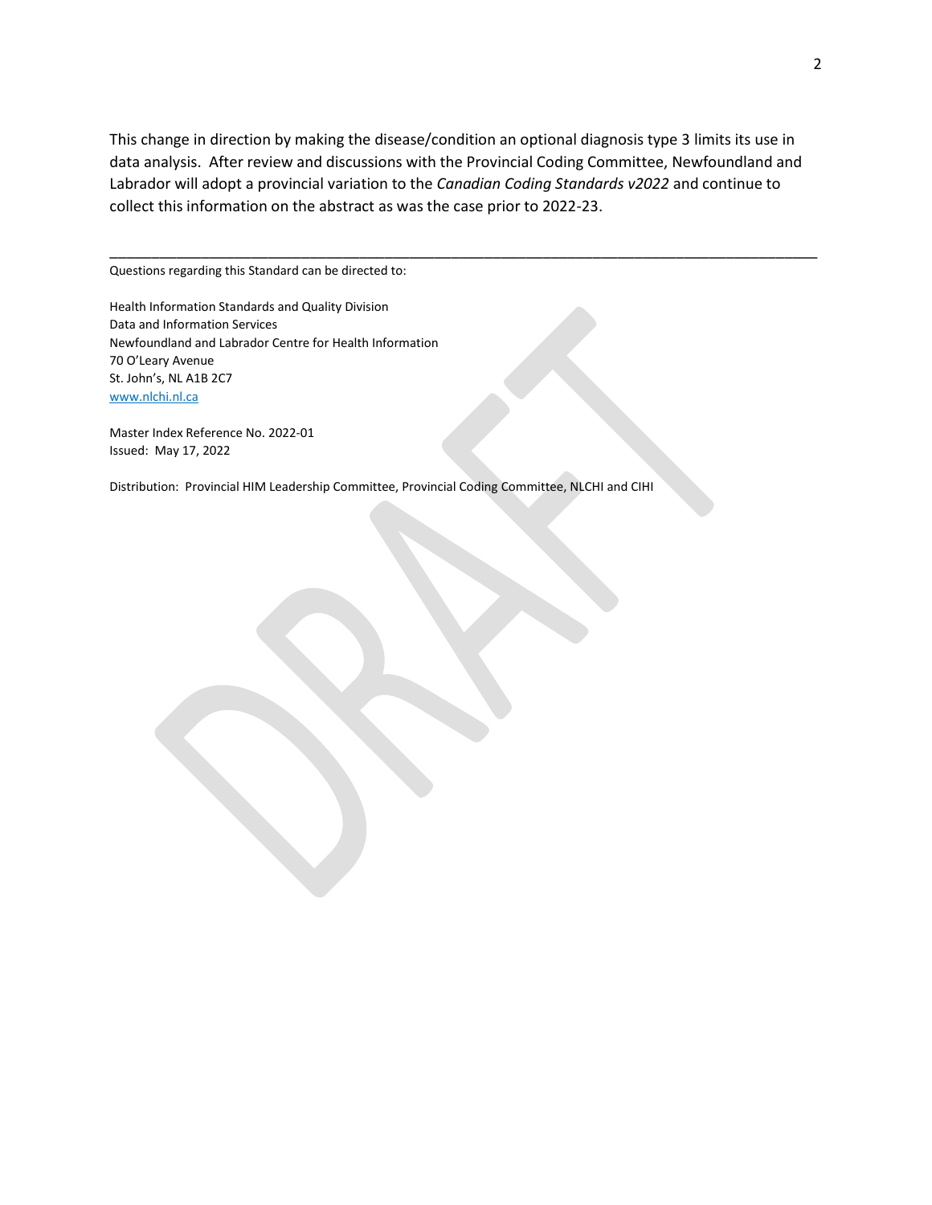This change in direction by making the disease/condition an optional diagnosis type 3 limits its use in data analysis. After review and discussions with the Provincial Coding Committee, Newfoundland and Labrador will adopt a provincial variation to the *Canadian Coding Standards v2022* and continue to collect this information on the abstract as was the case prior to 2022-23.

---

Questions regarding this Standard can be directed to:

Health Information Standards and Quality Division  
Data and Information Services  
Newfoundland and Labrador Centre for Health Information  
70 O'Leary Avenue  
St. John's, NL A1B 2C7  
[www.nlchi.nl.ca](http://www.nlchi.nl.ca)

Master Index Reference No. 2022-01  
Issued: May 17, 2022

Distribution: Provincial HIM Leadership Committee, Provincial Coding Committee, NLCHI and CIHI

DRAFT